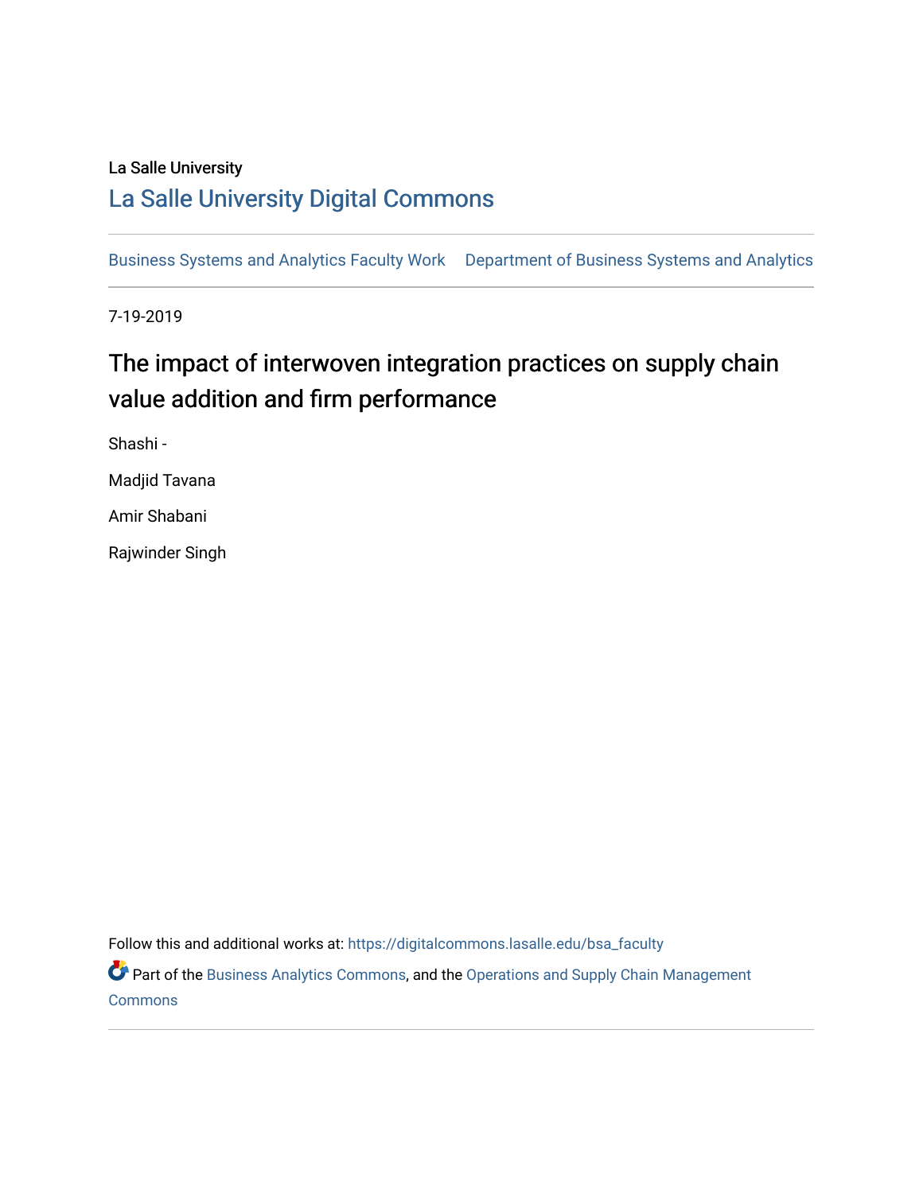La Salle University

# La Salle University Digital Commons

Business Systems and Analytics Faculty Work    Department of Business Systems and Analytics

7-19-2019

## The impact of interwoven integration practices on supply chain value addition and firm performance

Shashi -

Madjid Tavana

Amir Shabani

Rajwinder Singh

Follow this and additional works at: https://digitalcommons.lasalle.edu/bsa_faculty

Part of the Business Analytics Commons, and the Operations and Supply Chain Management Commons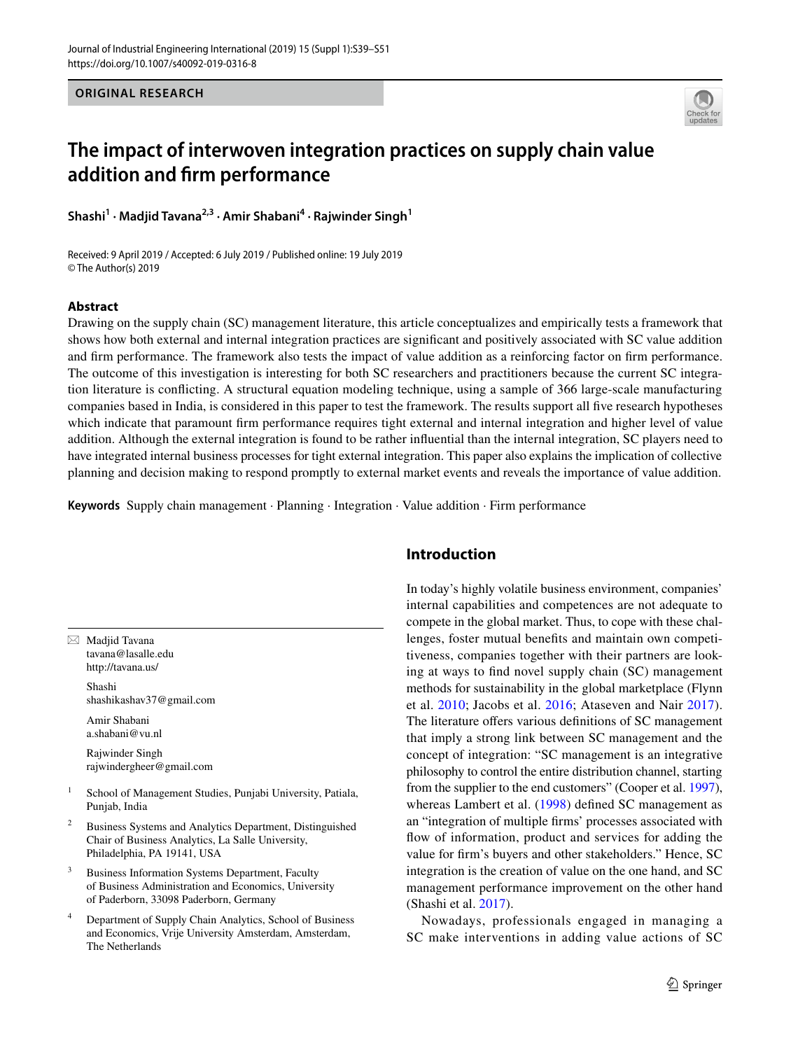ORIGINAL RESEARCH

# The impact of interwoven integration practices on supply chain value addition and firm performance

**Shashi[1] · Madjid Tavana[2,3] · Amir Shabani[4] · Rajwinder Singh[1]**

Received: 9 April 2019 / Accepted: 6 July 2019 / Published online: 19 July 2019
© The Author(s) 2019

## Abstract

Drawing on the supply chain (SC) management literature, this article conceptualizes and empirically tests a framework that shows how both external and internal integration practices are significant and positively associated with SC value addition and firm performance. The framework also tests the impact of value addition as a reinforcing factor on firm performance. The outcome of this investigation is interesting for both SC researchers and practitioners because the current SC integration literature is conflicting. A structural equation modeling technique, using a sample of 366 large-scale manufacturing companies based in India, is considered in this paper to test the framework. The results support all five research hypotheses which indicate that paramount firm performance requires tight external and internal integration and higher level of value addition. Although the external integration is found to be rather influential than the internal integration, SC players need to have integrated internal business processes for tight external integration. This paper also explains the implication of collective planning and decision making to respond promptly to external market events and reveals the importance of value addition.

**Keywords** Supply chain management · Planning · Integration · Value addition · Firm performance

## Introduction

In today's highly volatile business environment, companies' internal capabilities and competences are not adequate to compete in the global market. Thus, to cope with these challenges, foster mutual benefits and maintain own competitiveness, companies together with their partners are looking at ways to find novel supply chain (SC) management methods for sustainability in the global marketplace (Flynn et al. 2010; Jacobs et al. 2016; Ataseven and Nair 2017). The literature offers various definitions of SC management that imply a strong link between SC management and the concept of integration: "SC management is an integrative philosophy to control the entire distribution channel, starting from the supplier to the end customers" (Cooper et al. 1997), whereas Lambert et al. (1998) defined SC management as an "integration of multiple firms' processes associated with flow of information, product and services for adding the value for firm's buyers and other stakeholders." Hence, SC integration is the creation of value on the one hand, and SC management performance improvement on the other hand (Shashi et al. 2017).

Nowadays, professionals engaged in managing a SC make interventions in adding value actions of SC

---

✉ Madjid Tavana
tavana@lasalle.edu
http://tavana.us/

Shashi
shashikashav37@gmail.com

Amir Shabani
a.shabani@vu.nl

Rajwinder Singh
rajwindergheer@gmail.com

[1] School of Management Studies, Punjabi University, Patiala, Punjab, India

[2] Business Systems and Analytics Department, Distinguished Chair of Business Analytics, La Salle University, Philadelphia, PA 19141, USA

[3] Business Information Systems Department, Faculty of Business Administration and Economics, University of Paderborn, 33098 Paderborn, Germany

[4] Department of Supply Chain Analytics, School of Business and Economics, Vrije University Amsterdam, Amsterdam, The Netherlands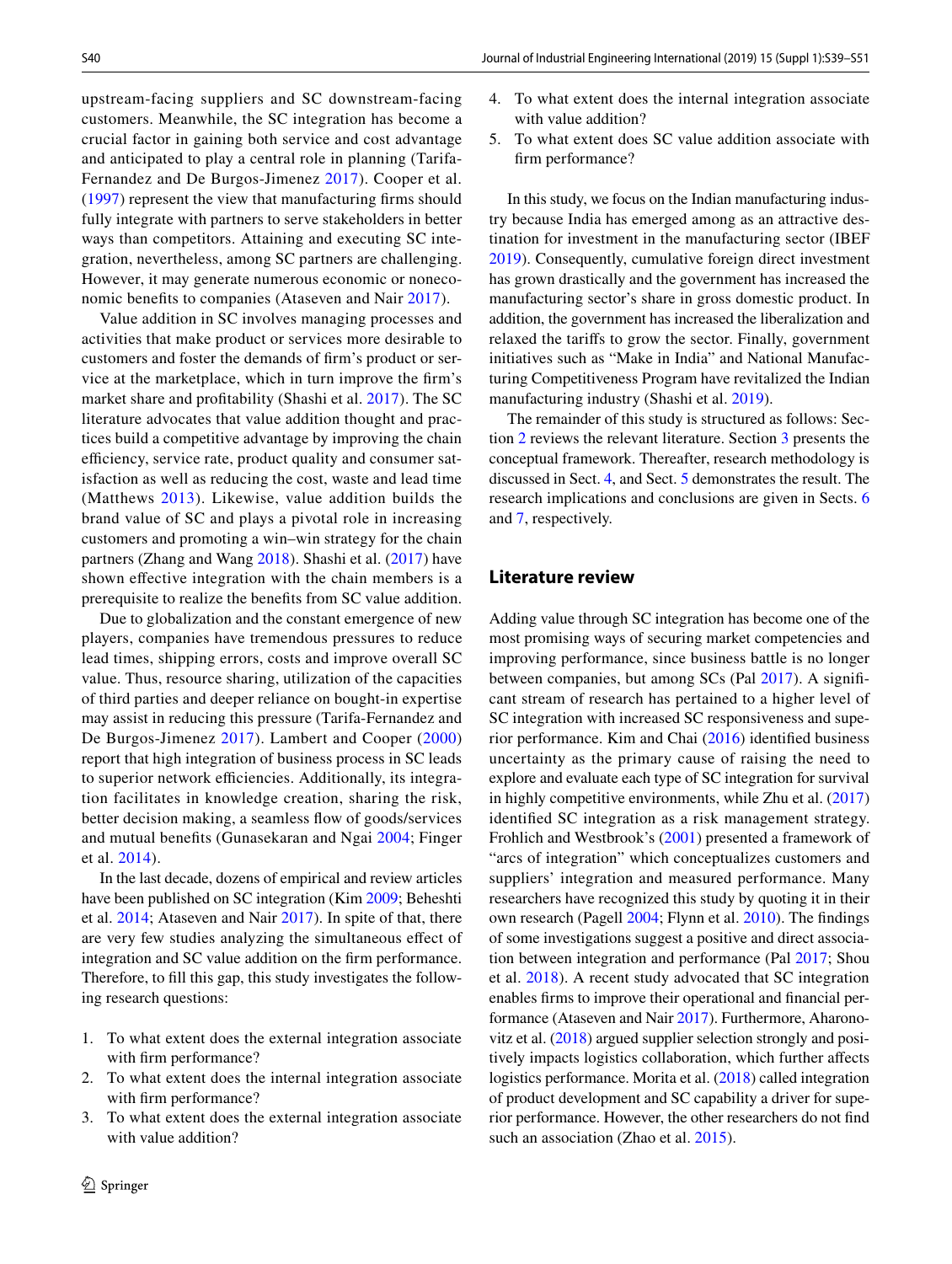upstream-facing suppliers and SC downstream-facing customers. Meanwhile, the SC integration has become a crucial factor in gaining both service and cost advantage and anticipated to play a central role in planning (Tarifa-Fernandez and De Burgos-Jimenez 2017). Cooper et al. (1997) represent the view that manufacturing firms should fully integrate with partners to serve stakeholders in better ways than competitors. Attaining and executing SC integration, nevertheless, among SC partners are challenging. However, it may generate numerous economic or noneconomic benefits to companies (Ataseven and Nair 2017).

Value addition in SC involves managing processes and activities that make product or services more desirable to customers and foster the demands of firm's product or service at the marketplace, which in turn improve the firm's market share and profitability (Shashi et al. 2017). The SC literature advocates that value addition thought and practices build a competitive advantage by improving the chain efficiency, service rate, product quality and consumer satisfaction as well as reducing the cost, waste and lead time (Matthews 2013). Likewise, value addition builds the brand value of SC and plays a pivotal role in increasing customers and promoting a win–win strategy for the chain partners (Zhang and Wang 2018). Shashi et al. (2017) have shown effective integration with the chain members is a prerequisite to realize the benefits from SC value addition.

Due to globalization and the constant emergence of new players, companies have tremendous pressures to reduce lead times, shipping errors, costs and improve overall SC value. Thus, resource sharing, utilization of the capacities of third parties and deeper reliance on bought-in expertise may assist in reducing this pressure (Tarifa-Fernandez and De Burgos-Jimenez 2017). Lambert and Cooper (2000) report that high integration of business process in SC leads to superior network efficiencies. Additionally, its integration facilitates in knowledge creation, sharing the risk, better decision making, a seamless flow of goods/services and mutual benefits (Gunasekaran and Ngai 2004; Finger et al. 2014).

In the last decade, dozens of empirical and review articles have been published on SC integration (Kim 2009; Beheshti et al. 2014; Ataseven and Nair 2017). In spite of that, there are very few studies analyzing the simultaneous effect of integration and SC value addition on the firm performance. Therefore, to fill this gap, this study investigates the following research questions:

1. To what extent does the external integration associate with firm performance?
2. To what extent does the internal integration associate with firm performance?
3. To what extent does the external integration associate with value addition?
4. To what extent does the internal integration associate with value addition?
5. To what extent does SC value addition associate with firm performance?

In this study, we focus on the Indian manufacturing industry because India has emerged among as an attractive destination for investment in the manufacturing sector (IBEF 2019). Consequently, cumulative foreign direct investment has grown drastically and the government has increased the manufacturing sector's share in gross domestic product. In addition, the government has increased the liberalization and relaxed the tariffs to grow the sector. Finally, government initiatives such as "Make in India" and National Manufacturing Competitiveness Program have revitalized the Indian manufacturing industry (Shashi et al. 2019).

The remainder of this study is structured as follows: Section 2 reviews the relevant literature. Section 3 presents the conceptual framework. Thereafter, research methodology is discussed in Sect. 4, and Sect. 5 demonstrates the result. The research implications and conclusions are given in Sects. 6 and 7, respectively.

## Literature review

Adding value through SC integration has become one of the most promising ways of securing market competencies and improving performance, since business battle is no longer between companies, but among SCs (Pal 2017). A significant stream of research has pertained to a higher level of SC integration with increased SC responsiveness and superior performance. Kim and Chai (2016) identified business uncertainty as the primary cause of raising the need to explore and evaluate each type of SC integration for survival in highly competitive environments, while Zhu et al. (2017) identified SC integration as a risk management strategy. Frohlich and Westbrook's (2001) presented a framework of "arcs of integration" which conceptualizes customers and suppliers' integration and measured performance. Many researchers have recognized this study by quoting it in their own research (Pagell 2004; Flynn et al. 2010). The findings of some investigations suggest a positive and direct association between integration and performance (Pal 2017; Shou et al. 2018). A recent study advocated that SC integration enables firms to improve their operational and financial performance (Ataseven and Nair 2017). Furthermore, Aharonovitz et al. (2018) argued supplier selection strongly and positively impacts logistics collaboration, which further affects logistics performance. Morita et al. (2018) called integration of product development and SC capability a driver for superior performance. However, the other researchers do not find such an association (Zhao et al. 2015).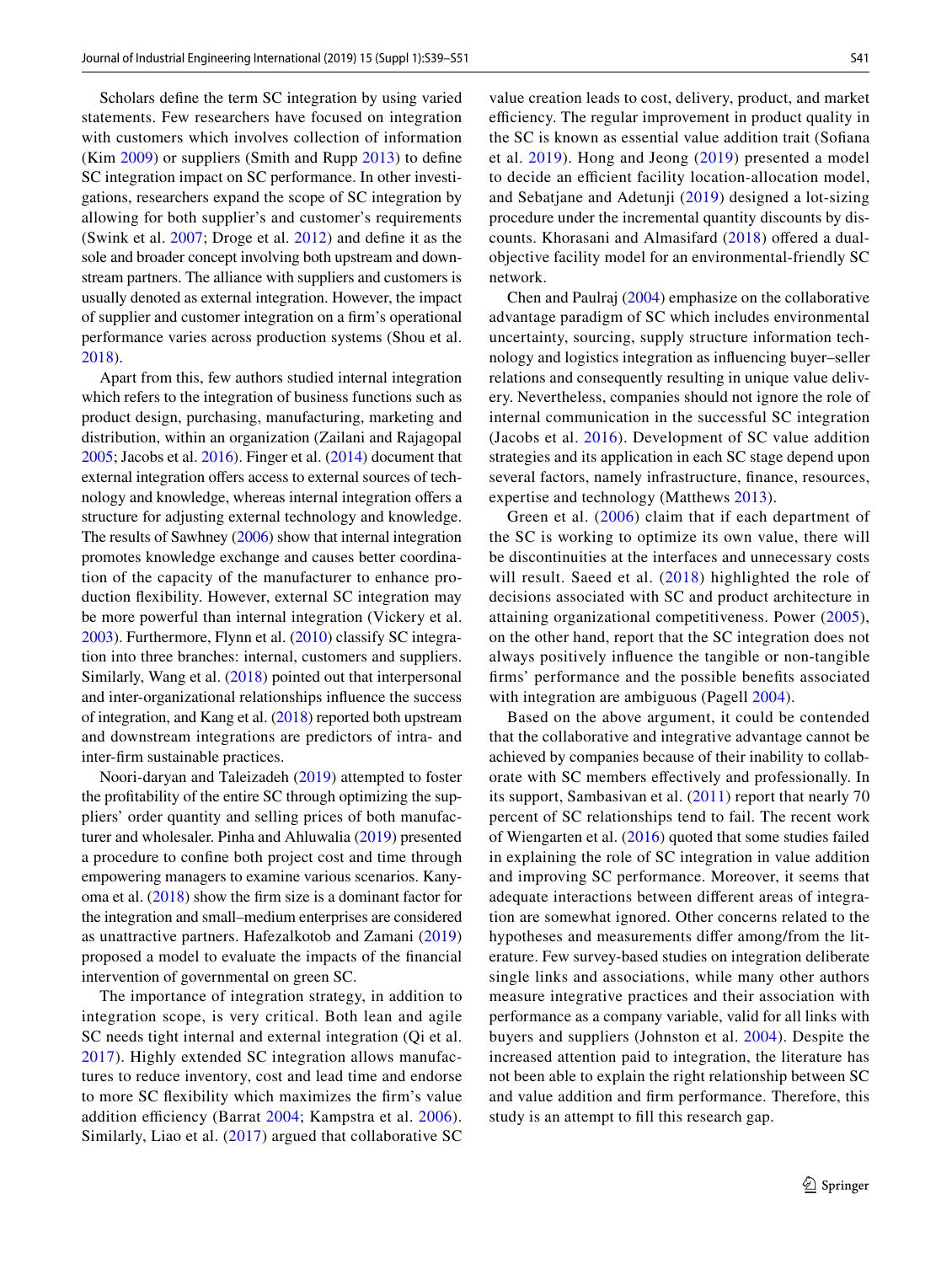Scholars define the term SC integration by using varied statements. Few researchers have focused on integration with customers which involves collection of information (Kim 2009) or suppliers (Smith and Rupp 2013) to define SC integration impact on SC performance. In other investigations, researchers expand the scope of SC integration by allowing for both supplier's and customer's requirements (Swink et al. 2007; Droge et al. 2012) and define it as the sole and broader concept involving both upstream and downstream partners. The alliance with suppliers and customers is usually denoted as external integration. However, the impact of supplier and customer integration on a firm's operational performance varies across production systems (Shou et al. 2018).

Apart from this, few authors studied internal integration which refers to the integration of business functions such as product design, purchasing, manufacturing, marketing and distribution, within an organization (Zailani and Rajagopal 2005; Jacobs et al. 2016). Finger et al. (2014) document that external integration offers access to external sources of technology and knowledge, whereas internal integration offers a structure for adjusting external technology and knowledge. The results of Sawhney (2006) show that internal integration promotes knowledge exchange and causes better coordination of the capacity of the manufacturer to enhance production flexibility. However, external SC integration may be more powerful than internal integration (Vickery et al. 2003). Furthermore, Flynn et al. (2010) classify SC integration into three branches: internal, customers and suppliers. Similarly, Wang et al. (2018) pointed out that interpersonal and inter-organizational relationships influence the success of integration, and Kang et al. (2018) reported both upstream and downstream integrations are predictors of intra- and inter-firm sustainable practices.

Noori-daryan and Taleizadeh (2019) attempted to foster the profitability of the entire SC through optimizing the suppliers' order quantity and selling prices of both manufacturer and wholesaler. Pinha and Ahluwalia (2019) presented a procedure to confine both project cost and time through empowering managers to examine various scenarios. Kanyoma et al. (2018) show the firm size is a dominant factor for the integration and small–medium enterprises are considered as unattractive partners. Hafezalkotob and Zamani (2019) proposed a model to evaluate the impacts of the financial intervention of governmental on green SC.

The importance of integration strategy, in addition to integration scope, is very critical. Both lean and agile SC needs tight internal and external integration (Qi et al. 2017). Highly extended SC integration allows manufactures to reduce inventory, cost and lead time and endorse to more SC flexibility which maximizes the firm's value addition efficiency (Barrat 2004; Kampstra et al. 2006). Similarly, Liao et al. (2017) argued that collaborative SC value creation leads to cost, delivery, product, and market efficiency. The regular improvement in product quality in the SC is known as essential value addition trait (Sofiana et al. 2019). Hong and Jeong (2019) presented a model to decide an efficient facility location-allocation model, and Sebatjane and Adetunji (2019) designed a lot-sizing procedure under the incremental quantity discounts by discounts. Khorasani and Almasifard (2018) offered a dual-objective facility model for an environmental-friendly SC network.

Chen and Paulraj (2004) emphasize on the collaborative advantage paradigm of SC which includes environmental uncertainty, sourcing, supply structure information technology and logistics integration as influencing buyer–seller relations and consequently resulting in unique value delivery. Nevertheless, companies should not ignore the role of internal communication in the successful SC integration (Jacobs et al. 2016). Development of SC value addition strategies and its application in each SC stage depend upon several factors, namely infrastructure, finance, resources, expertise and technology (Matthews 2013).

Green et al. (2006) claim that if each department of the SC is working to optimize its own value, there will be discontinuities at the interfaces and unnecessary costs will result. Saeed et al. (2018) highlighted the role of decisions associated with SC and product architecture in attaining organizational competitiveness. Power (2005), on the other hand, report that the SC integration does not always positively influence the tangible or non-tangible firms' performance and the possible benefits associated with integration are ambiguous (Pagell 2004).

Based on the above argument, it could be contended that the collaborative and integrative advantage cannot be achieved by companies because of their inability to collaborate with SC members effectively and professionally. In its support, Sambasivan et al. (2011) report that nearly 70 percent of SC relationships tend to fail. The recent work of Wiengarten et al. (2016) quoted that some studies failed in explaining the role of SC integration in value addition and improving SC performance. Moreover, it seems that adequate interactions between different areas of integration are somewhat ignored. Other concerns related to the hypotheses and measurements differ among/from the literature. Few survey-based studies on integration deliberate single links and associations, while many other authors measure integrative practices and their association with performance as a company variable, valid for all links with buyers and suppliers (Johnston et al. 2004). Despite the increased attention paid to integration, the literature has not been able to explain the right relationship between SC and value addition and firm performance. Therefore, this study is an attempt to fill this research gap.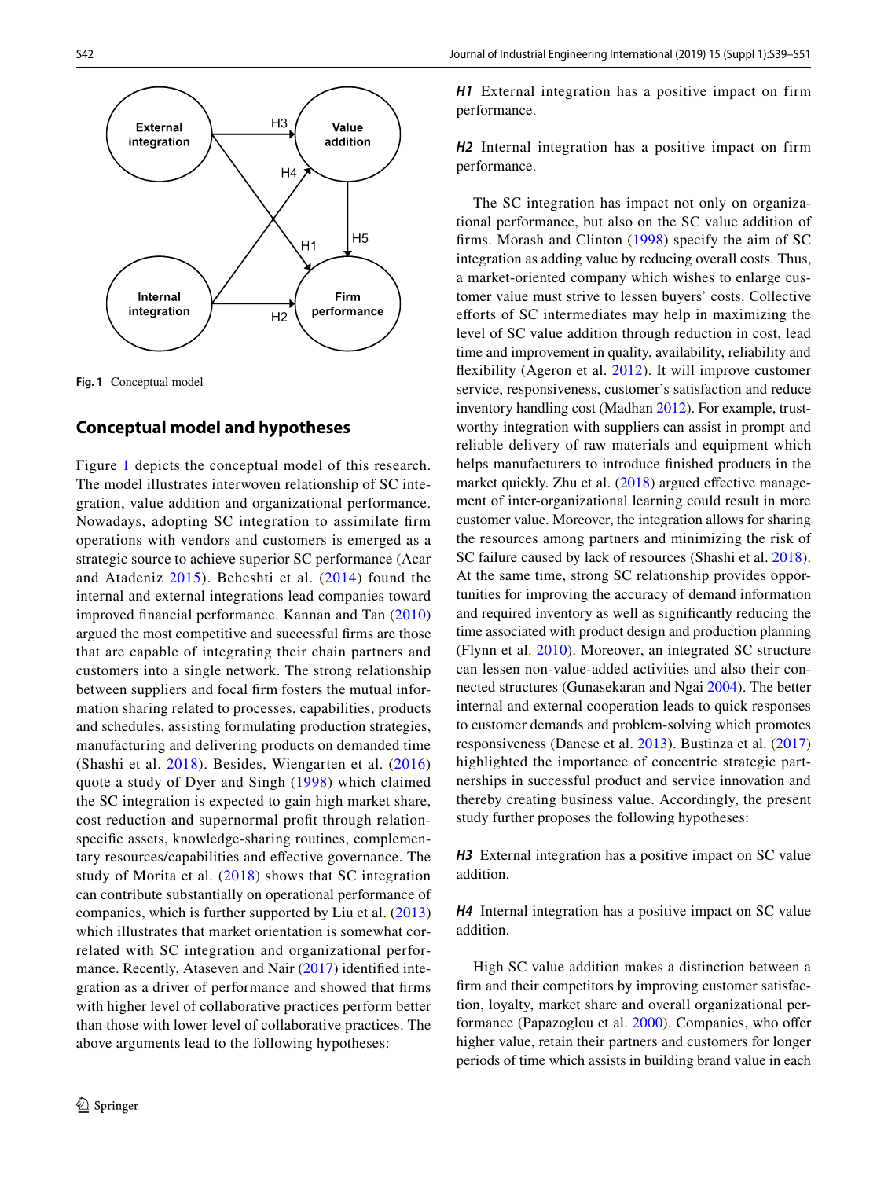Fig. 1 Conceptual model

## Conceptual model and hypotheses

Figure 1 depicts the conceptual model of this research. The model illustrates interwoven relationship of SC integration, value addition and organizational performance. Nowadays, adopting SC integration to assimilate firm operations with vendors and customers is emerged as a strategic source to achieve superior SC performance (Acar and Atadeniz 2015). Beheshti et al. (2014) found the internal and external integrations lead companies toward improved financial performance. Kannan and Tan (2010) argued the most competitive and successful firms are those that are capable of integrating their chain partners and customers into a single network. The strong relationship between suppliers and focal firm fosters the mutual information sharing related to processes, capabilities, products and schedules, assisting formulating production strategies, manufacturing and delivering products on demanded time (Shashi et al. 2018). Besides, Wiengarten et al. (2016) quote a study of Dyer and Singh (1998) which claimed the SC integration is expected to gain high market share, cost reduction and supernormal profit through relationship-specific assets, knowledge-sharing routines, complementary resources/capabilities and effective governance. The study of Morita et al. (2018) shows that SC integration can contribute substantially on operational performance of companies, which is further supported by Liu et al. (2013) which illustrates that market orientation is somewhat correlated with SC integration and organizational performance. Recently, Ataseven and Nair (2017) identified integration as a driver of performance and showed that firms with higher level of collaborative practices perform better than those with lower level of collaborative practices. The above arguments lead to the following hypotheses:

***H1*** External integration has a positive impact on firm performance.

***H2*** Internal integration has a positive impact on firm performance.

The SC integration has impact not only on organizational performance, but also on the SC value addition of firms. Morash and Clinton (1998) specify the aim of SC integration as adding value by reducing overall costs. Thus, a market-oriented company which wishes to enlarge customer value must strive to lessen buyers' costs. Collective efforts of SC intermediates may help in maximizing the level of SC value addition through reduction in cost, lead time and improvement in quality, availability, reliability and flexibility (Ageron et al. 2012). It will improve customer service, responsiveness, customer's satisfaction and reduce inventory handling cost (Madhan 2012). For example, trustworthy integration with suppliers can assist in prompt and reliable delivery of raw materials and equipment which helps manufacturers to introduce finished products in the market quickly. Zhu et al. (2018) argued effective management of inter-organizational learning could result in more customer value. Moreover, the integration allows for sharing the resources among partners and minimizing the risk of SC failure caused by lack of resources (Shashi et al. 2018). At the same time, strong SC relationship provides opportunities for improving the accuracy of demand information and required inventory as well as significantly reducing the time associated with product design and production planning (Flynn et al. 2010). Moreover, an integrated SC structure can lessen non-value-added activities and also their connected structures (Gunasekaran and Ngai 2004). The better internal and external cooperation leads to quick responses to customer demands and problem-solving which promotes responsiveness (Danese et al. 2013). Bustinza et al. (2017) highlighted the importance of concentric strategic partnerships in successful product and service innovation and thereby creating business value. Accordingly, the present study further proposes the following hypotheses:

***H3*** External integration has a positive impact on SC value addition.

***H4*** Internal integration has a positive impact on SC value addition.

High SC value addition makes a distinction between a firm and their competitors by improving customer satisfaction, loyalty, market share and overall organizational performance (Papazoglou et al. 2000). Companies, who offer higher value, retain their partners and customers for longer periods of time which assists in building brand value in each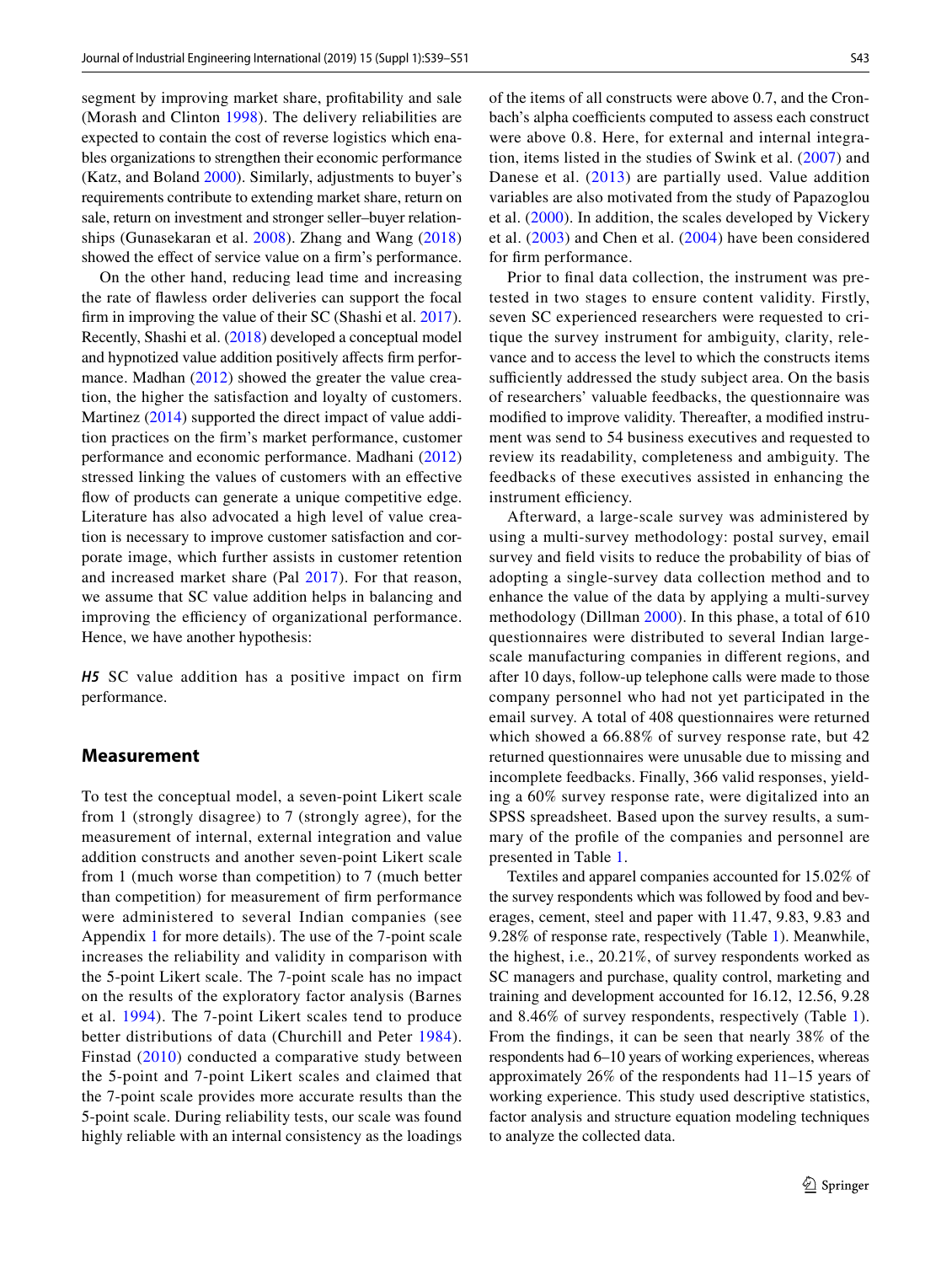segment by improving market share, profitability and sale (Morash and Clinton 1998). The delivery reliabilities are expected to contain the cost of reverse logistics which enables organizations to strengthen their economic performance (Katz, and Boland 2000). Similarly, adjustments to buyer's requirements contribute to extending market share, return on sale, return on investment and stronger seller–buyer relationships (Gunasekaran et al. 2008). Zhang and Wang (2018) showed the effect of service value on a firm's performance.

On the other hand, reducing lead time and increasing the rate of flawless order deliveries can support the focal firm in improving the value of their SC (Shashi et al. 2017). Recently, Shashi et al. (2018) developed a conceptual model and hypotized value addition positively affects firm performance. Madhan (2012) showed the greater the value creation, the higher the satisfaction and loyalty of customers. Martinez (2014) supported the direct impact of value addition practices on the firm's market performance, customer performance and economic performance. Madhani (2012) stressed linking the values of customers with an effective flow of products can generate a unique competitive edge. Literature has also advocated a high level of value creation is necessary to improve customer satisfaction and corporate image, which further assists in customer retention and increased market share (Pal 2017). For that reason, we assume that SC value addition helps in balancing and improving the efficiency of organizational performance. Hence, we have another hypothesis:

***H5*** SC value addition has a positive impact on firm performance.

## Measurement

To test the conceptual model, a seven-point Likert scale from 1 (strongly disagree) to 7 (strongly agree), for the measurement of internal, external integration and value addition constructs and another seven-point Likert scale from 1 (much worse than competition) to 7 (much better than competition) for measurement of firm performance were administered to several Indian companies (see Appendix 1 for more details). The use of the 7-point scale increases the reliability and validity in comparison with the 5-point Likert scale. The 7-point scale has no impact on the results of the exploratory factor analysis (Barnes et al. 1994). The 7-point Likert scales tend to produce better distributions of data (Churchill and Peter 1984). Finstad (2010) conducted a comparative study between the 5-point and 7-point Likert scales and claimed that the 7-point scale provides more accurate results than the 5-point scale. During reliability tests, our scale was found highly reliable with an internal consistency as the loadings of the items of all constructs were above 0.7, and the Cronbach's alpha coefficients computed to assess each construct were above 0.8. Here, for external and internal integration, items listed in the studies of Swink et al. (2007) and Danese et al. (2013) are partially used. Value addition variables are also motivated from the study of Papazoglou et al. (2000). In addition, the scales developed by Vickery et al. (2003) and Chen et al. (2004) have been considered for firm performance.

Prior to final data collection, the instrument was pretested in two stages to ensure content validity. Firstly, seven SC experienced researchers were requested to critique the survey instrument for ambiguity, clarity, relevance and to access the level to which the constructs items sufficiently addressed the study subject area. On the basis of researchers' valuable feedbacks, the questionnaire was modified to improve validity. Thereafter, a modified instrument was send to 54 business executives and requested to review its readability, completeness and ambiguity. The feedbacks of these executives assisted in enhancing the instrument efficiency.

Afterward, a large-scale survey was administered by using a multi-survey methodology: postal survey, email survey and field visits to reduce the probability of bias of adopting a single-survey data collection method and to enhance the value of the data by applying a multi-survey methodology (Dillman 2000). In this phase, a total of 610 questionnaires were distributed to several Indian large-scale manufacturing companies in different regions, and after 10 days, follow-up telephone calls were made to those company personnel who had not yet participated in the email survey. A total of 408 questionnaires were returned which showed a 66.88% of survey response rate, but 42 returned questionnaires were unusable due to missing and incomplete feedbacks. Finally, 366 valid responses, yielding a 60% survey response rate, were digitalized into an SPSS spreadsheet. Based upon the survey results, a summary of the profile of the companies and personnel are presented in Table 1.

Textiles and apparel companies accounted for 15.02% of the survey respondents which was followed by food and beverages, cement, steel and paper with 11.47, 9.83, 9.83 and 9.28% of response rate, respectively (Table 1). Meanwhile, the highest, i.e., 20.21%, of survey respondents worked as SC managers and purchase, quality control, marketing and training and development accounted for 16.12, 12.56, 9.28 and 8.46% of survey respondents, respectively (Table 1). From the findings, it can be seen that nearly 38% of the respondents had 6–10 years of working experiences, whereas approximately 26% of the respondents had 11–15 years of working experience. This study used descriptive statistics, factor analysis and structure equation modeling techniques to analyze the collected data.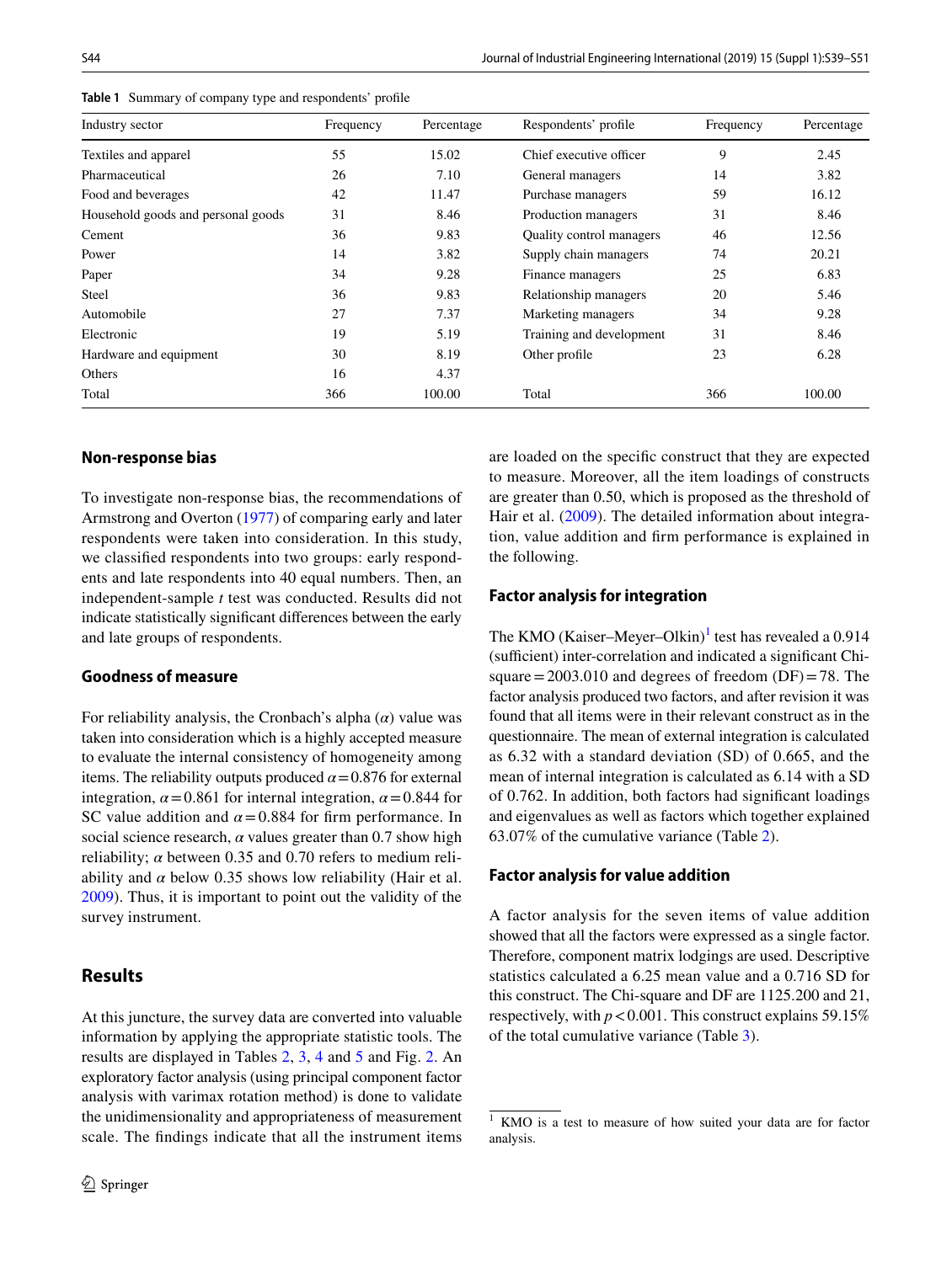**Table 1** Summary of company type and respondents' profile

| Industry sector | Frequency | Percentage | Respondents' profile | Frequency | Percentage |
|---|---|---|---|---|---|
| Textiles and apparel | 55 | 15.02 | Chief executive officer | 9 | 2.45 |
| Pharmaceutical | 26 | 7.10 | General managers | 14 | 3.82 |
| Food and beverages | 42 | 11.47 | Purchase managers | 59 | 16.12 |
| Household goods and personal goods | 31 | 8.46 | Production managers | 31 | 8.46 |
| Cement | 36 | 9.83 | Quality control managers | 46 | 12.56 |
| Power | 14 | 3.82 | Supply chain managers | 74 | 20.21 |
| Paper | 34 | 9.28 | Finance managers | 25 | 6.83 |
| Steel | 36 | 9.83 | Relationship managers | 20 | 5.46 |
| Automobile | 27 | 7.37 | Marketing managers | 34 | 9.28 |
| Electronic | 19 | 5.19 | Training and development | 31 | 8.46 |
| Hardware and equipment | 30 | 8.19 | Other profile | 23 | 6.28 |
| Others | 16 | 4.37 | | | |
| Total | 366 | 100.00 | Total | 366 | 100.00 |

### Non-response bias

To investigate non-response bias, the recommendations of Armstrong and Overton (1977) of comparing early and later respondents were taken into consideration. In this study, we classified respondents into two groups: early respondents and late respondents into 40 equal numbers. Then, an independent-sample *t* test was conducted. Results did not indicate statistically significant differences between the early and late groups of respondents.

### Goodness of measure

For reliability analysis, the Cronbach's alpha ($\alpha$) value was taken into consideration which is a highly accepted measure to evaluate the internal consistency of homogeneity among items. The reliability outputs produced $\alpha = 0.876$ for external integration, $\alpha = 0.861$ for internal integration, $\alpha = 0.844$ for SC value addition and $\alpha = 0.884$ for firm performance. In social science research, $\alpha$ values greater than 0.7 show high reliability; $\alpha$ between 0.35 and 0.70 refers to medium reliability and $\alpha$ below 0.35 shows low reliability (Hair et al. 2009). Thus, it is important to point out the validity of the survey instrument.

## Results

At this juncture, the survey data are converted into valuable information by applying the appropriate statistic tools. The results are displayed in Tables 2, 3, 4 and 5 and Fig. 2. An exploratory factor analysis (using principal component factor analysis with varimax rotation method) is done to validate the unidimensionality and appropriateness of measurement scale. The findings indicate that all the instrument items are loaded on the specific construct that they are expected to measure. Moreover, all the item loadings of constructs are greater than 0.50, which is proposed as the threshold of Hair et al. (2009). The detailed information about integration, value addition and firm performance is explained in the following.

### Factor analysis for integration

The KMO (Kaiser–Meyer–Olkin)[1] test has revealed a 0.914 (sufficient) inter-correlation and indicated a significant Chi-square = 2003.010 and degrees of freedom (DF) = 78. The factor analysis produced two factors, and after revision it was found that all items were in their relevant construct as in the questionnaire. The mean of external integration is calculated as 6.32 with a standard deviation (SD) of 0.665, and the mean of internal integration is calculated as 6.14 with a SD of 0.762. In addition, both factors had significant loadings and eigenvalues as well as factors which together explained 63.07% of the cumulative variance (Table 2).

### Factor analysis for value addition

A factor analysis for the seven items of value addition showed that all the factors were expressed as a single factor. Therefore, component matrix lodgings are used. Descriptive statistics calculated a 6.25 mean value and a 0.716 SD for this construct. The Chi-square and DF are 1125.200 and 21, respectively, with $p < 0.001$. This construct explains 59.15% of the total cumulative variance (Table 3).

[1] KMO is a test to measure of how suited your data are for factor analysis.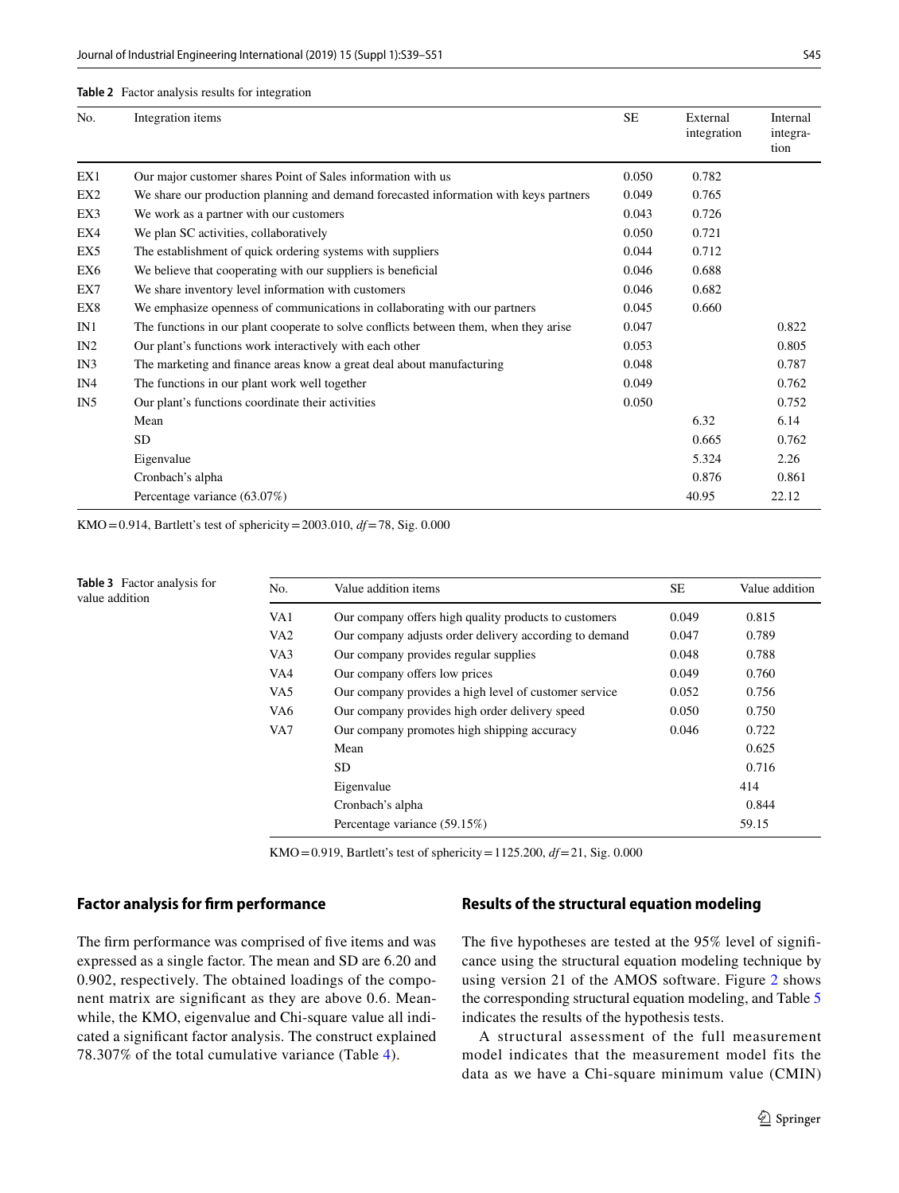**Table 2** Factor analysis results for integration

| No. | Integration items | SE | External integration | Internal integration |
|---|---|---|---|---|
| EX1 | Our major customer shares Point of Sales information with us | 0.050 | 0.782 | |
| EX2 | We share our production planning and demand forecasted information with keys partners | 0.049 | 0.765 | |
| EX3 | We work as a partner with our customers | 0.043 | 0.726 | |
| EX4 | We plan SC activities, collaboratively | 0.050 | 0.721 | |
| EX5 | The establishment of quick ordering systems with suppliers | 0.044 | 0.712 | |
| EX6 | We believe that cooperating with our suppliers is beneficial | 0.046 | 0.688 | |
| EX7 | We share inventory level information with customers | 0.046 | 0.682 | |
| EX8 | We emphasize openness of communications in collaborating with our partners | 0.045 | 0.660 | |
| IN1 | The functions in our plant cooperate to solve conflicts between them, when they arise | 0.047 | | 0.822 |
| IN2 | Our plant's functions work interactively with each other | 0.053 | | 0.805 |
| IN3 | The marketing and finance areas know a great deal about manufacturing | 0.048 | | 0.787 |
| IN4 | The functions in our plant work well together | 0.049 | | 0.762 |
| IN5 | Our plant's functions coordinate their activities | 0.050 | | 0.752 |
| | Mean | | 6.32 | 6.14 |
| | SD | | 0.665 | 0.762 |
| | Eigenvalue | | 5.324 | 2.26 |
| | Cronbach's alpha | | 0.876 | 0.861 |
| | Percentage variance (63.07%) | | 40.95 | 22.12 |

KMO = 0.914, Bartlett's test of sphericity = 2003.010, *df* = 78, Sig. 0.000

**Table 3** Factor analysis for value addition

| No. | Value addition items | SE | Value addition |
|---|---|---|---|
| VA1 | Our company offers high quality products to customers | 0.049 | 0.815 |
| VA2 | Our company adjusts order delivery according to demand | 0.047 | 0.789 |
| VA3 | Our company provides regular supplies | 0.048 | 0.788 |
| VA4 | Our company offers low prices | 0.049 | 0.760 |
| VA5 | Our company provides a high level of customer service | 0.052 | 0.756 |
| VA6 | Our company provides high order delivery speed | 0.050 | 0.750 |
| VA7 | Our company promotes high shipping accuracy | 0.046 | 0.722 |
| | Mean | | 0.625 |
| | SD | | 0.716 |
| | Eigenvalue | | 414 |
| | Cronbach's alpha | | 0.844 |
| | Percentage variance (59.15%) | | 59.15 |

KMO = 0.919, Bartlett's test of sphericity = 1125.200, *df* = 21, Sig. 0.000

## Factor analysis for firm performance

The firm performance was comprised of five items and was expressed as a single factor. The mean and SD are 6.20 and 0.902, respectively. The obtained loadings of the component matrix are significant as they are above 0.6. Meanwhile, the KMO, eigenvalue and Chi-square value all indicated a significant factor analysis. The construct explained 78.307% of the total cumulative variance (Table 4).

## Results of the structural equation modeling

The five hypotheses are tested at the 95% level of significance using the structural equation modeling technique by using version 21 of the AMOS software. Figure 2 shows the corresponding structural equation modeling, and Table 5 indicates the results of the hypothesis tests.

A structural assessment of the full measurement model indicates that the measurement model fits the data as we have a Chi-square minimum value (CMIN)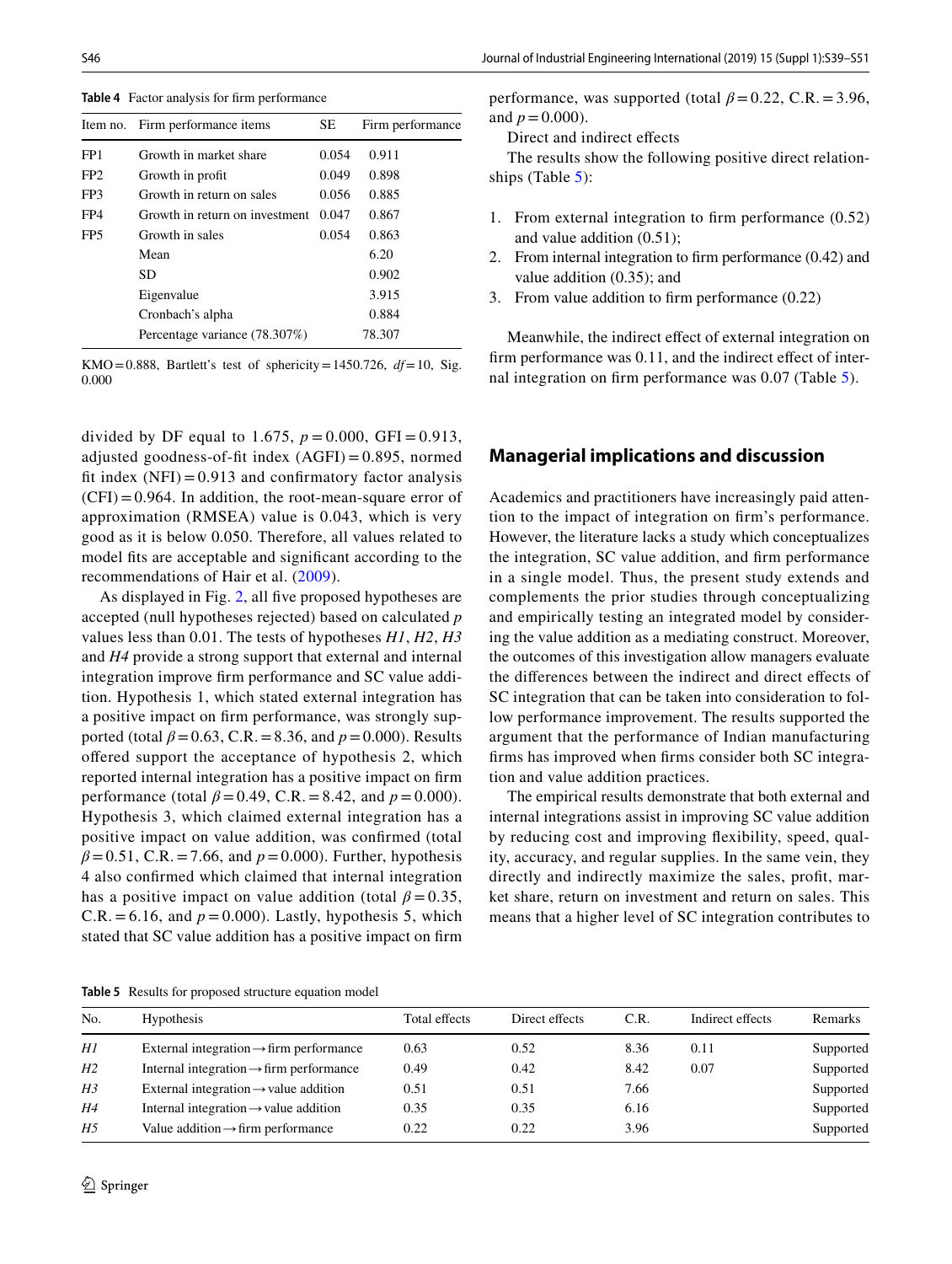**Table 4** Factor analysis for firm performance

| Item no. | Firm performance items | SE | Firm performance |
|---|---|---|---|
| FP1 | Growth in market share | 0.054 | 0.911 |
| FP2 | Growth in profit | 0.049 | 0.898 |
| FP3 | Growth in return on sales | 0.056 | 0.885 |
| FP4 | Growth in return on investment | 0.047 | 0.867 |
| FP5 | Growth in sales | 0.054 | 0.863 |
| | Mean | | 6.20 |
| | SD | | 0.902 |
| | Eigenvalue | | 3.915 |
| | Cronbach's alpha | | 0.884 |
| | Percentage variance (78.307%) | | 78.307 |

KMO = 0.888, Bartlett's test of sphericity = 1450.726, $df = 10$, Sig. 0.000

divided by DF equal to 1.675, $p = 0.000$, GFI = 0.913, adjusted goodness-of-fit index (AGFI) = 0.895, normed fit index (NFI) = 0.913 and confirmatory factor analysis (CFI) = 0.964. In addition, the root-mean-square error of approximation (RMSEA) value is 0.043, which is very good as it is below 0.050. Therefore, all values related to model fits are acceptable and significant according to the recommendations of Hair et al. (2009).

As displayed in Fig. 2, all five proposed hypotheses are accepted (null hypotheses rejected) based on calculated $p$ values less than 0.01. The tests of hypotheses *H1*, *H2*, *H3* and *H4* provide a strong support that external and internal integration improve firm performance and SC value addition. Hypothesis 1, which stated external integration has a positive impact on firm performance, was strongly supported (total $\beta = 0.63$, C.R. = 8.36, and $p = 0.000$). Results offered support the acceptance of hypothesis 2, which reported internal integration has a positive impact on firm performance (total $\beta = 0.49$, C.R. = 8.42, and $p = 0.000$). Hypothesis 3, which claimed external integration has a positive impact on value addition, was confirmed (total $\beta = 0.51$, C.R. = 7.66, and $p = 0.000$). Further, hypothesis 4 also confirmed which claimed that internal integration has a positive impact on value addition (total $\beta = 0.35$, C.R. = 6.16, and $p = 0.000$). Lastly, hypothesis 5, which stated that SC value addition has a positive impact on firm performance, was supported (total $\beta = 0.22$, C.R. = 3.96, and $p = 0.000$).

Direct and indirect effects

The results show the following positive direct relationships (Table 5):

1. From external integration to firm performance (0.52) and value addition (0.51);
2. From internal integration to firm performance (0.42) and value addition (0.35); and
3. From value addition to firm performance (0.22)

Meanwhile, the indirect effect of external integration on firm performance was 0.11, and the indirect effect of internal integration on firm performance was 0.07 (Table 5).

## Managerial implications and discussion

Academics and practitioners have increasingly paid attention to the impact of integration on firm's performance. However, the literature lacks a study which conceptualizes the integration, SC value addition, and firm performance in a single model. Thus, the present study extends and complements the prior studies through conceptualizing and empirically testing an integrated model by considering the value addition as a mediating construct. Moreover, the outcomes of this investigation allow managers evaluate the differences between the indirect and direct effects of SC integration that can be taken into consideration to follow performance improvement. The results supported the argument that the performance of Indian manufacturing firms has improved when firms consider both SC integration and value addition practices.

The empirical results demonstrate that both external and internal integrations assist in improving SC value addition by reducing cost and improving flexibility, speed, quality, accuracy, and regular supplies. In the same vein, they directly and indirectly maximize the sales, profit, market share, return on investment and return on sales. This means that a higher level of SC integration contributes to

**Table 5** Results for proposed structure equation model

| No. | Hypothesis | Total effects | Direct effects | C.R. | Indirect effects | Remarks |
|---|---|---|---|---|---|---|
| *H1* | External integration → firm performance | 0.63 | 0.52 | 8.36 | 0.11 | Supported |
| *H2* | Internal integration → firm performance | 0.49 | 0.42 | 8.42 | 0.07 | Supported |
| *H3* | External integration → value addition | 0.51 | 0.51 | 7.66 | | Supported |
| *H4* | Internal integration → value addition | 0.35 | 0.35 | 6.16 | | Supported |
| *H5* | Value addition → firm performance | 0.22 | 0.22 | 3.96 | | Supported |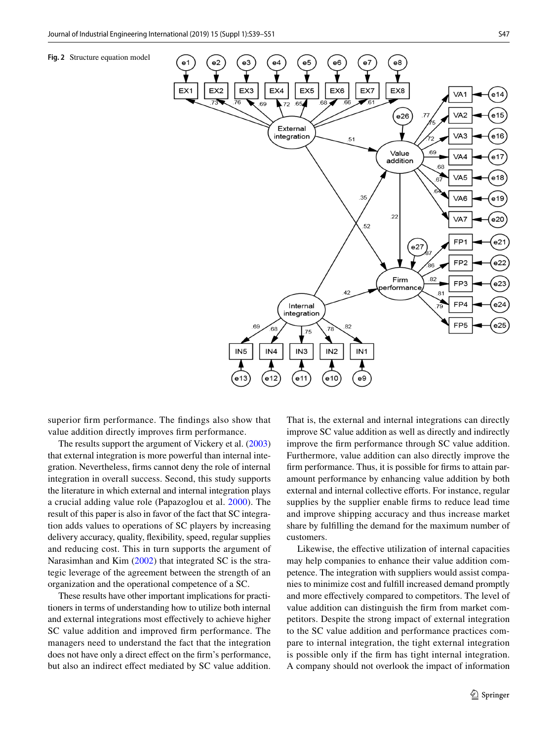**Fig. 2** Structure equation model

superior firm performance. The findings also show that value addition directly improves firm performance.

The results support the argument of Vickery et al. (2003) that external integration is more powerful than internal integration. Nevertheless, firms cannot deny the role of internal integration in overall success. Second, this study supports the literature in which external and internal integration plays a crucial adding value role (Papazoglou et al. 2000). The result of this paper is also in favor of the fact that SC integration adds values to operations of SC players by increasing delivery accuracy, quality, flexibility, speed, regular supplies and reducing cost. This in turn supports the argument of Narasimhan and Kim (2002) that integrated SC is the strategic leverage of the agreement between the strength of an organization and the operational competence of a SC.

These results have other important implications for practitioners in terms of understanding how to utilize both internal and external integrations most effectively to achieve higher SC value addition and improved firm performance. The managers need to understand the fact that the integration does not have only a direct effect on the firm's performance, but also an indirect effect mediated by SC value addition. That is, the external and internal integrations can directly improve the firm performance through SC value addition. Furthermore, value addition can also directly improve the firm performance. Thus, it is possible for firms to attain paramount performance by enhancing value addition by both external and internal collective efforts. For instance, regular supplies by the supplier enable firms to reduce lead time and improve shipping accuracy and thus increase market share by fulfilling the demand for the maximum number of customers.

Likewise, the effective utilization of internal capacities may help companies to enhance their value addition competence. The integration with suppliers would assist companies to minimize cost and fulfill increased demand promptly and more effectively compared to competitors. The level of value addition can distinguish the firm from market competitors. Despite the strong impact of external integration to the SC value addition and performance practices compare to internal integration, the tight external integration is possible only if the firm has tight internal integration. A company should not overlook the impact of information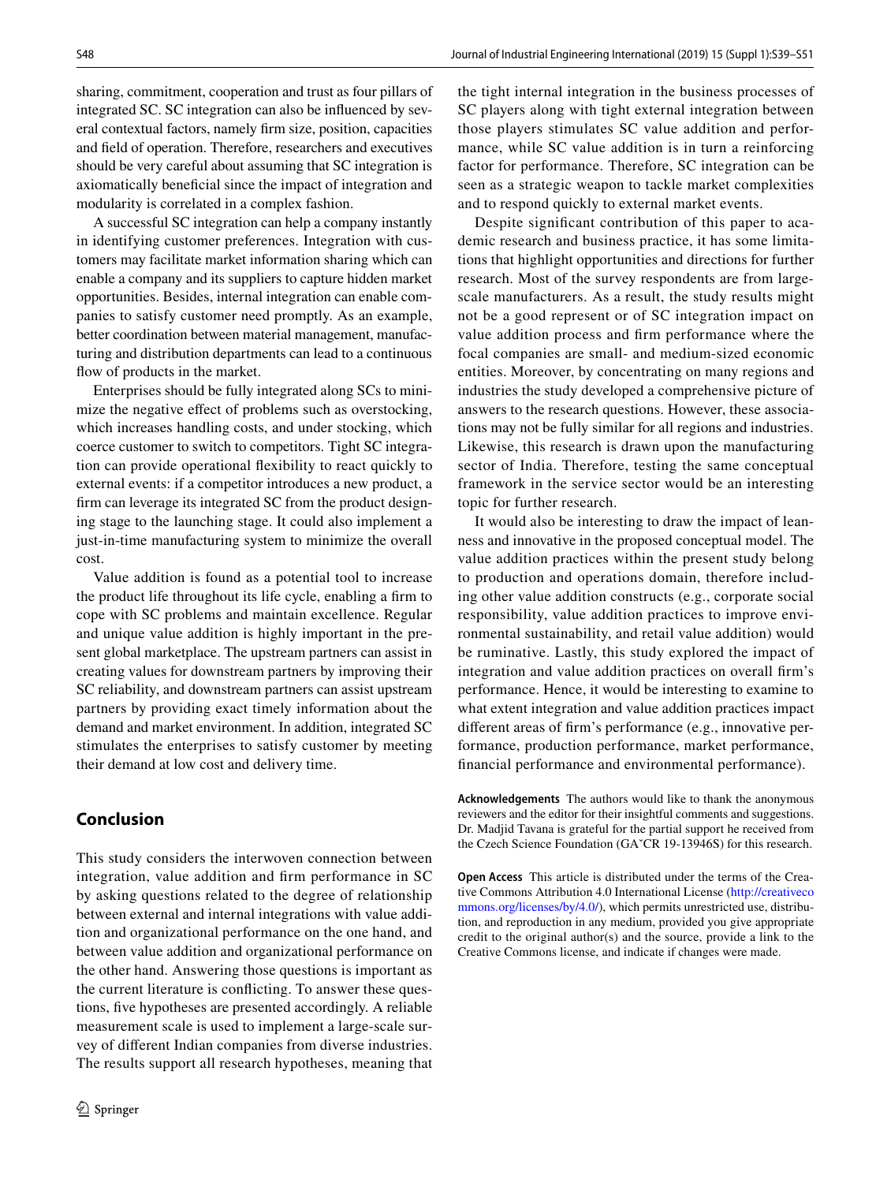sharing, commitment, cooperation and trust as four pillars of integrated SC. SC integration can also be influenced by several contextual factors, namely firm size, position, capacities and field of operation. Therefore, researchers and executives should be very careful about assuming that SC integration is axiomatically beneficial since the impact of integration and modularity is correlated in a complex fashion.

A successful SC integration can help a company instantly in identifying customer preferences. Integration with customers may facilitate market information sharing which can enable a company and its suppliers to capture hidden market opportunities. Besides, internal integration can enable companies to satisfy customer need promptly. As an example, better coordination between material management, manufacturing and distribution departments can lead to a continuous flow of products in the market.

Enterprises should be fully integrated along SCs to minimize the negative effect of problems such as overstocking, which increases handling costs, and under stocking, which coerce customer to switch to competitors. Tight SC integration can provide operational flexibility to react quickly to external events: if a competitor introduces a new product, a firm can leverage its integrated SC from the product designing stage to the launching stage. It could also implement a just-in-time manufacturing system to minimize the overall cost.

Value addition is found as a potential tool to increase the product life throughout its life cycle, enabling a firm to cope with SC problems and maintain excellence. Regular and unique value addition is highly important in the present global marketplace. The upstream partners can assist in creating values for downstream partners by improving their SC reliability, and downstream partners can assist upstream partners by providing exact timely information about the demand and market environment. In addition, integrated SC stimulates the enterprises to satisfy customer by meeting their demand at low cost and delivery time.

## Conclusion

This study considers the interwoven connection between integration, value addition and firm performance in SC by asking questions related to the degree of relationship between external and internal integrations with value addition and organizational performance on the one hand, and between value addition and organizational performance on the other hand. Answering those questions is important as the current literature is conflicting. To answer these questions, five hypotheses are presented accordingly. A reliable measurement scale is used to implement a large-scale survey of different Indian companies from diverse industries. The results support all research hypotheses, meaning that the tight internal integration in the business processes of SC players along with tight external integration between those players stimulates SC value addition and performance, while SC value addition is in turn a reinforcing factor for performance. Therefore, SC integration can be seen as a strategic weapon to tackle market complexities and to respond quickly to external market events.

Despite significant contribution of this paper to academic research and business practice, it has some limitations that highlight opportunities and directions for further research. Most of the survey respondents are from large-scale manufacturers. As a result, the study results might not be a good represent or of SC integration impact on value addition process and firm performance where the focal companies are small- and medium-sized economic entities. Moreover, by concentrating on many regions and industries the study developed a comprehensive picture of answers to the research questions. However, these associations may not be fully similar for all regions and industries. Likewise, this research is drawn upon the manufacturing sector of India. Therefore, testing the same conceptual framework in the service sector would be an interesting topic for further research.

It would also be interesting to draw the impact of leanness and innovative in the proposed conceptual model. The value addition practices within the present study belong to production and operations domain, therefore including other value addition constructs (e.g., corporate social responsibility, value addition practices to improve environmental sustainability, and retail value addition) would be ruminative. Lastly, this study explored the impact of integration and value addition practices on overall firm's performance. Hence, it would be interesting to examine to what extent integration and value addition practices impact different areas of firm's performance (e.g., innovative performance, production performance, market performance, financial performance and environmental performance).

**Acknowledgements** The authors would like to thank the anonymous reviewers and the editor for their insightful comments and suggestions. Dr. Madjid Tavana is grateful for the partial support he received from the Czech Science Foundation (GAˇCR 19-13946S) for this research.

**Open Access** This article is distributed under the terms of the Creative Commons Attribution 4.0 International License (http://creativecommons.org/licenses/by/4.0/), which permits unrestricted use, distribution, and reproduction in any medium, provided you give appropriate credit to the original author(s) and the source, provide a link to the Creative Commons license, and indicate if changes were made.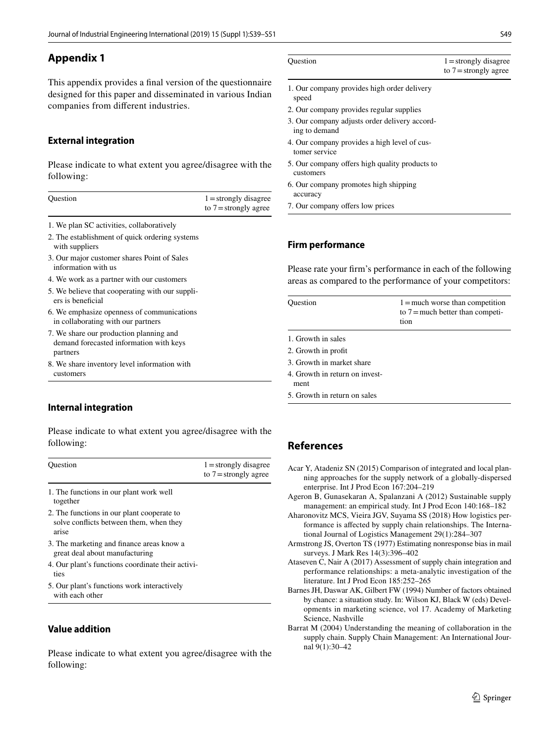## Appendix 1

This appendix provides a final version of the questionnaire designed for this paper and disseminated in various Indian companies from different industries.

### External integration

Please indicate to what extent you agree/disagree with the following:

| Question | 1 = strongly disagree to 7 = strongly agree |
|---|---|
| 1. We plan SC activities, collaboratively | |
| 2. The establishment of quick ordering systems with suppliers | |
| 3. Our major customer shares Point of Sales information with us | |
| 4. We work as a partner with our customers | |
| 5. We believe that cooperating with our suppliers is beneficial | |
| 6. We emphasize openness of communications in collaborating with our partners | |
| 7. We share our production planning and demand forecasted information with keys partners | |
| 8. We share inventory level information with customers | |

### Internal integration

Please indicate to what extent you agree/disagree with the following:

| Question | 1 = strongly disagree to 7 = strongly agree |
|---|---|
| 1. The functions in our plant work well together | |
| 2. The functions in our plant cooperate to solve conflicts between them, when they arise | |
| 3. The marketing and finance areas know a great deal about manufacturing | |
| 4. Our plant's functions coordinate their activities | |
| 5. Our plant's functions work interactively with each other | |

### Value addition

Please indicate to what extent you agree/disagree with the following:

| Question | 1 = strongly disagree to 7 = strongly agree |
|---|---|
| 1. Our company provides high order delivery speed | |
| 2. Our company provides regular supplies | |
| 3. Our company adjusts order delivery according to demand | |
| 4. Our company provides a high level of customer service | |
| 5. Our company offers high quality products to customers | |
| 6. Our company promotes high shipping accuracy | |
| 7. Our company offers low prices | |

### Firm performance

Please rate your firm's performance in each of the following areas as compared to the performance of your competitors:

| Question | 1 = much worse than competition to 7 = much better than competition |
|---|---|
| 1. Growth in sales | |
| 2. Growth in profit | |
| 3. Growth in market share | |
| 4. Growth in return on investment | |
| 5. Growth in return on sales | |

## References

Acar Y, Atadeniz SN (2015) Comparison of integrated and local planning approaches for the supply network of a globally-dispersed enterprise. Int J Prod Econ 167:204–219

Ageron B, Gunasekaran A, Spalanzani A (2012) Sustainable supply management: an empirical study. Int J Prod Econ 140:168–182

Aharonovitz MCS, Vieira JGV, Suyama SS (2018) How logistics performance is affected by supply chain relationships. The International Journal of Logistics Management 29(1):284–307

Armstrong JS, Overton TS (1977) Estimating nonresponse bias in mail surveys. J Mark Res 14(3):396–402

Ataseven C, Nair A (2017) Assessment of supply chain integration and performance relationships: a meta-analytic investigation of the literature. Int J Prod Econ 185:252–265

Barnes JH, Daswar AK, Gilbert FW (1994) Number of factors obtained by chance: a situation study. In: Wilson KJ, Black W (eds) Developments in marketing science, vol 17. Academy of Marketing Science, Nashville

Barrat M (2004) Understanding the meaning of collaboration in the supply chain. Supply Chain Management: An International Journal 9(1):30–42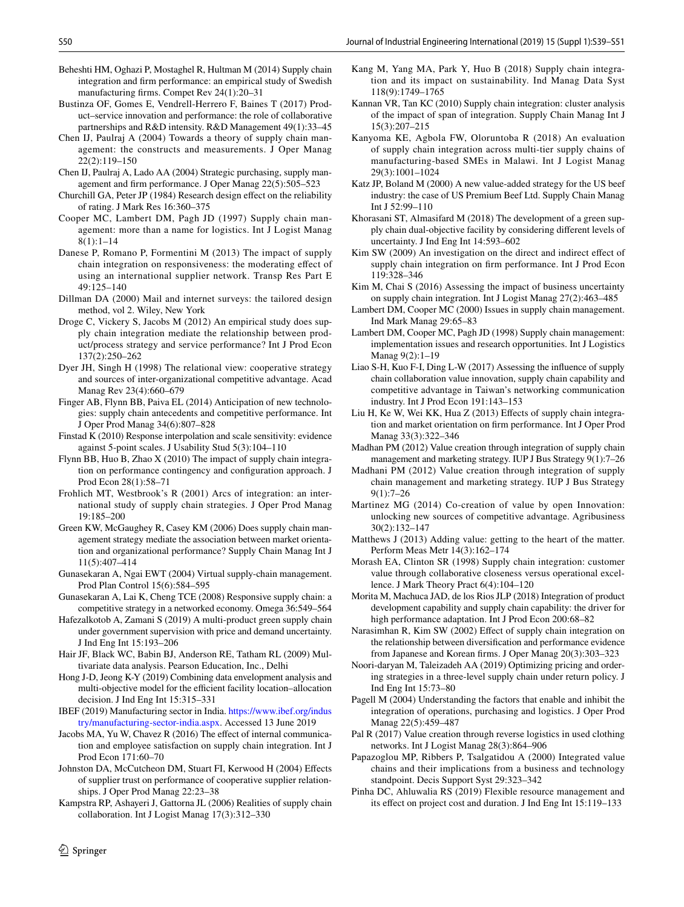Beheshti HM, Oghazi P, Mostaghel R, Hultman M (2014) Supply chain integration and firm performance: an empirical study of Swedish manufacturing firms. Compet Rev 24(1):20–31

Bustinza OF, Gomes E, Vendrell-Herrero F, Baines T (2017) Product–service innovation and performance: the role of collaborative partnerships and R&D intensity. R&D Management 49(1):33–45

Chen IJ, Paulraj A (2004) Towards a theory of supply chain management: the constructs and measurements. J Oper Manag 22(2):119–150

Chen IJ, Paulraj A, Lado AA (2004) Strategic purchasing, supply management and firm performance. J Oper Manag 22(5):505–523

Churchill GA, Peter JP (1984) Research design effect on the reliability of rating. J Mark Res 16:360–375

Cooper MC, Lambert DM, Pagh JD (1997) Supply chain management: more than a name for logistics. Int J Logist Manag 8(1):1–14

Danese P, Romano P, Formentini M (2013) The impact of supply chain integration on responsiveness: the moderating effect of using an international supplier network. Transp Res Part E 49:125–140

Dillman DA (2000) Mail and internet surveys: the tailored design method, vol 2. Wiley, New York

Droge C, Vickery S, Jacobs M (2012) An empirical study does supply chain integration mediate the relationship between product/process strategy and service performance? Int J Prod Econ 137(2):250–262

Dyer JH, Singh H (1998) The relational view: cooperative strategy and sources of inter-organizational competitive advantage. Acad Manag Rev 23(4):660–679

Finger AB, Flynn BB, Paiva EL (2014) Anticipation of new technologies: supply chain antecedents and competitive performance. Int J Oper Prod Manag 34(6):807–828

Finstad K (2010) Response interpolation and scale sensitivity: evidence against 5-point scales. J Usability Stud 5(3):104–110

Flynn BB, Huo B, Zhao X (2010) The impact of supply chain integration on performance contingency and configuration approach. J Prod Econ 28(1):58–71

Frohlich MT, Westbrook's R (2001) Arcs of integration: an international study of supply chain strategies. J Oper Prod Manag 19:185–200

Green KW, McGaughey R, Casey KM (2006) Does supply chain management strategy mediate the association between market orientation and organizational performance? Supply Chain Manag Int J 11(5):407–414

Gunasekaran A, Ngai EWT (2004) Virtual supply-chain management. Prod Plan Control 15(6):584–595

Gunasekaran A, Lai K, Cheng TCE (2008) Responsive supply chain: a competitive strategy in a networked economy. Omega 36:549–564

Hafezalkotob A, Zamani S (2019) A multi-product green supply chain under government supervision with price and demand uncertainty. J Ind Eng Int 15:193–206

Hair JF, Black WC, Babin BJ, Anderson RE, Tatham RL (2009) Multivariate data analysis. Pearson Education, Inc., Delhi

Hong J-D, Jeong K-Y (2019) Combining data envelopment analysis and multi-objective model for the efficient facility location–allocation decision. J Ind Eng Int 15:315–331

IBEF (2019) Manufacturing sector in India. https://www.ibef.org/industry/manufacturing-sector-india.aspx. Accessed 13 June 2019

Jacobs M, Yu W, Chavez R (2016) The effect of internal communication and employee satisfaction on supply chain integration. Int J Prod Econ 171:60–70

Johnston DA, McCutcheon DM, Stuart FI, Kerwood H (2004) Effects of supplier trust on performance of cooperative supplier relationships. J Oper Prod Manag 22:23–38

Kampstra RP, Ashayeri J, Gattorna JL (2006) Realities of supply chain collaboration. Int J Logist Manag 17(3):312–330

Kang M, Yang MA, Park Y, Huo B (2018) Supply chain integration and its impact on sustainability. Ind Manag Data Syst 118(9):1749–1765

Kannan VR, Tan KC (2010) Supply chain integration: cluster analysis of the impact of span of integration. Supply Chain Manag Int J 15(3):207–215

Kanyoma KE, Agbola FW, Oloruntoba R (2018) An evaluation of supply chain integration across multi-tier supply chains of manufacturing-based SMEs in Malawi. Int J Logist Manag 29(3):1001–1024

Katz JP, Boland M (2000) A new value-added strategy for the US beef industry: the case of US Premium Beef Ltd. Supply Chain Manag Int J 52:99–110

Khorasani ST, Almasifard M (2018) The development of a green supply chain dual-objective facility by considering different levels of uncertainty. J Ind Eng Int 14:593–602

Kim SW (2009) An investigation on the direct and indirect effect of supply chain integration on firm performance. Int J Prod Econ 119:328–346

Kim M, Chai S (2016) Assessing the impact of business uncertainty on supply chain integration. Int J Logist Manag 27(2):463–485

Lambert DM, Cooper MC (2000) Issues in supply chain management. Ind Mark Manag 29:65–83

Lambert DM, Cooper MC, Pagh JD (1998) Supply chain management: implementation issues and research opportunities. Int J Logistics Manag 9(2):1–19

Liao S-H, Kuo F-I, Ding L-W (2017) Assessing the influence of supply chain collaboration value innovation, supply chain capability and competitive advantage in Taiwan's networking communication industry. Int J Prod Econ 191:143–153

Liu H, Ke W, Wei KK, Hua Z (2013) Effects of supply chain integration and market orientation on firm performance. Int J Oper Prod Manag 33(3):322–346

Madhan PM (2012) Value creation through integration of supply chain management and marketing strategy. IUP J Bus Strategy 9(1):7–26

Madhani PM (2012) Value creation through integration of supply chain management and marketing strategy. IUP J Bus Strategy 9(1):7–26

Martinez MG (2014) Co-creation of value by open Innovation: unlocking new sources of competitive advantage. Agribusiness 30(2):132–147

Matthews J (2013) Adding value: getting to the heart of the matter. Perform Meas Metr 14(3):162–174

Morash EA, Clinton SR (1998) Supply chain integration: customer value through collaborative closeness versus operational excellence. J Mark Theory Pract 6(4):104–120

Morita M, Machuca JAD, de los Rios JLP (2018) Integration of product development capability and supply chain capability: the driver for high performance adaptation. Int J Prod Econ 200:68–82

Narasimhan R, Kim SW (2002) Effect of supply chain integration on the relationship between diversification and performance evidence from Japanese and Korean firms. J Oper Manag 20(3):303–323

Noori-daryan M, Taleizadeh AA (2019) Optimizing pricing and ordering strategies in a three-level supply chain under return policy. J Ind Eng Int 15:73–80

Pagell M (2004) Understanding the factors that enable and inhibit the integration of operations, purchasing and logistics. J Oper Prod Manag 22(5):459–487

Pal R (2017) Value creation through reverse logistics in used clothing networks. Int J Logist Manag 28(3):864–906

Papazoglou MP, Ribbers P, Tsalgatidou A (2000) Integrated value chains and their implications from a business and technology standpoint. Decis Support Syst 29:323–342

Pinha DC, Ahluwalia RS (2019) Flexible resource management and its effect on project cost and duration. J Ind Eng Int 15:119–133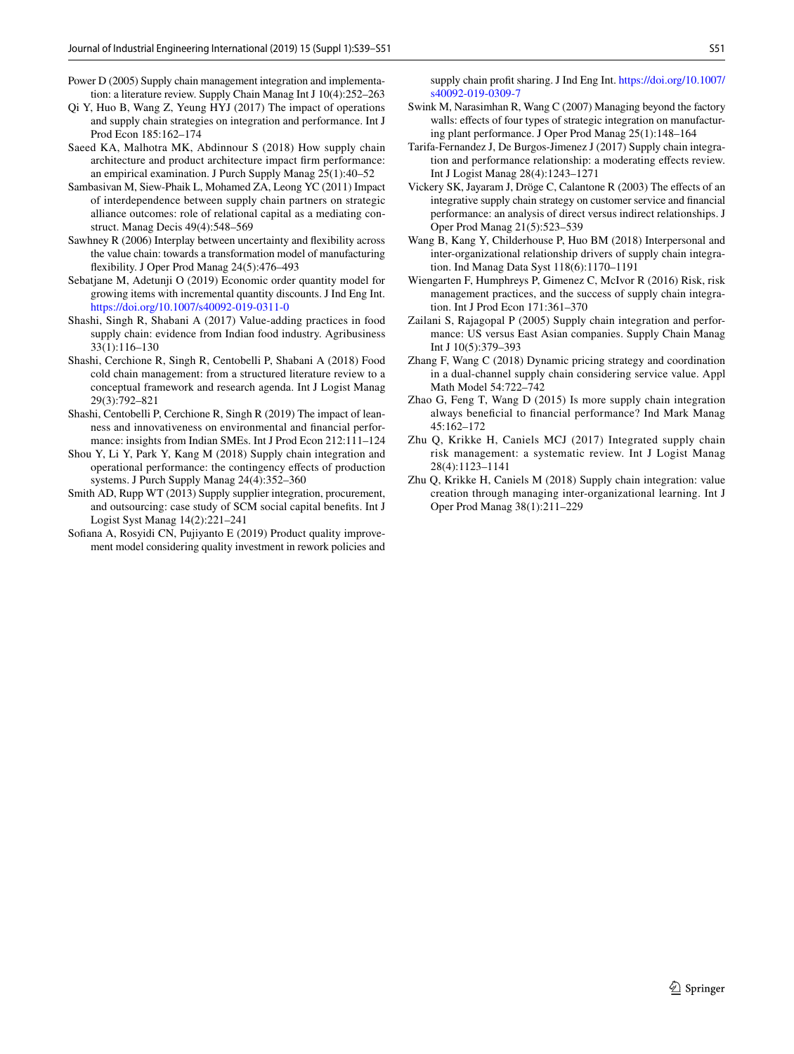Power D (2005) Supply chain management integration and implementation: a literature review. Supply Chain Manag Int J 10(4):252–263

Qi Y, Huo B, Wang Z, Yeung HYJ (2017) The impact of operations and supply chain strategies on integration and performance. Int J Prod Econ 185:162–174

Saeed KA, Malhotra MK, Abdinnour S (2018) How supply chain architecture and product architecture impact firm performance: an empirical examination. J Purch Supply Manag 25(1):40–52

Sambasivan M, Siew-Phaik L, Mohamed ZA, Leong YC (2011) Impact of interdependence between supply chain partners on strategic alliance outcomes: role of relational capital as a mediating construct. Manag Decis 49(4):548–569

Sawhney R (2006) Interplay between uncertainty and flexibility across the value chain: towards a transformation model of manufacturing flexibility. J Oper Prod Manag 24(5):476–493

Sebatjane M, Adetunji O (2019) Economic order quantity model for growing items with incremental quantity discounts. J Ind Eng Int. https://doi.org/10.1007/s40092-019-0311-0

Shashi, Singh R, Shabani A (2017) Value-adding practices in food supply chain: evidence from Indian food industry. Agribusiness 33(1):116–130

Shashi, Cerchione R, Singh R, Centobelli P, Shabani A (2018) Food cold chain management: from a structured literature review to a conceptual framework and research agenda. Int J Logist Manag 29(3):792–821

Shashi, Centobelli P, Cerchione R, Singh R (2019) The impact of leanness and innovativeness on environmental and financial performance: insights from Indian SMEs. Int J Prod Econ 212:111–124

Shou Y, Li Y, Park Y, Kang M (2018) Supply chain integration and operational performance: the contingency effects of production systems. J Purch Supply Manag 24(4):352–360

Smith AD, Rupp WT (2013) Supply supplier integration, procurement, and outsourcing: case study of SCM social capital benefits. Int J Logist Syst Manag 14(2):221–241

Sofiana A, Rosyidi CN, Pujiyanto E (2019) Product quality improvement model considering quality investment in rework policies and supply chain profit sharing. J Ind Eng Int. https://doi.org/10.1007/s40092-019-0309-7

Swink M, Narasimhan R, Wang C (2007) Managing beyond the factory walls: effects of four types of strategic integration on manufacturing plant performance. J Oper Prod Manag 25(1):148–164

Tarifa-Fernandez J, De Burgos-Jimenez J (2017) Supply chain integration and performance relationship: a moderating effects review. Int J Logist Manag 28(4):1243–1271

Vickery SK, Jayaram J, Dröge C, Calantone R (2003) The effects of an integrative supply chain strategy on customer service and financial performance: an analysis of direct versus indirect relationships. J Oper Prod Manag 21(5):523–539

Wang B, Kang Y, Childerhouse P, Huo BM (2018) Interpersonal and inter-organizational relationship drivers of supply chain integration. Ind Manag Data Syst 118(6):1170–1191

Wiengarten F, Humphreys P, Gimenez C, McIvor R (2016) Risk, risk management practices, and the success of supply chain integration. Int J Prod Econ 171:361–370

Zailani S, Rajagopal P (2005) Supply chain integration and performance: US versus East Asian companies. Supply Chain Manag Int J 10(5):379–393

Zhang F, Wang C (2018) Dynamic pricing strategy and coordination in a dual-channel supply chain considering service value. Appl Math Model 54:722–742

Zhao G, Feng T, Wang D (2015) Is more supply chain integration always beneficial to financial performance? Ind Mark Manag 45:162–172

Zhu Q, Krikke H, Caniels MCJ (2017) Integrated supply chain risk management: a systematic review. Int J Logist Manag 28(4):1123–1141

Zhu Q, Krikke H, Caniels M (2018) Supply chain integration: value creation through managing inter-organizational learning. Int J Oper Prod Manag 38(1):211–229